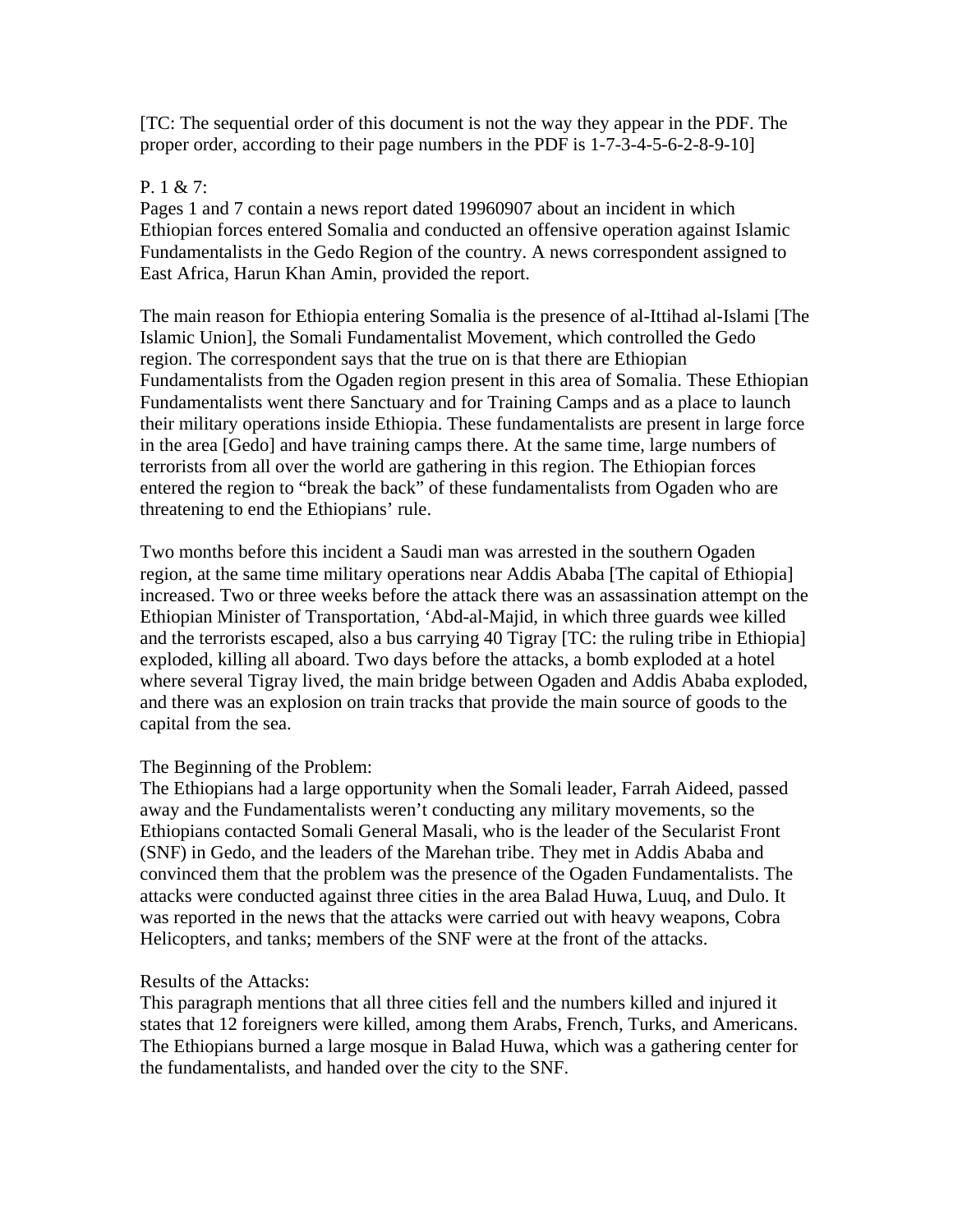[TC: The sequential order of this document is not the way they appear in the PDF. The proper order, according to their page numbers in the PDF is 1-7-3-4-5-6-2-8-9-10]

P. 1 & 7:
Pages 1 and 7 contain a news report dated 19960907 about an incident in which Ethiopian forces entered Somalia and conducted an offensive operation against Islamic Fundamentalists in the Gedo Region of the country. A news correspondent assigned to East Africa, Harun Khan Amin, provided the report.

The main reason for Ethiopia entering Somalia is the presence of al-Ittihad al-Islami [The Islamic Union], the Somali Fundamentalist Movement, which controlled the Gedo region. The correspondent says that the true on is that there are Ethiopian Fundamentalists from the Ogaden region present in this area of Somalia. These Ethiopian Fundamentalists went there Sanctuary and for Training Camps and as a place to launch their military operations inside Ethiopia. These fundamentalists are present in large force in the area [Gedo] and have training camps there. At the same time, large numbers of terrorists from all over the world are gathering in this region. The Ethiopian forces entered the region to "break the back" of these fundamentalists from Ogaden who are threatening to end the Ethiopians' rule.

Two months before this incident a Saudi man was arrested in the southern Ogaden region, at the same time military operations near Addis Ababa [The capital of Ethiopia] increased. Two or three weeks before the attack there was an assassination attempt on the Ethiopian Minister of Transportation, 'Abd-al-Majid, in which three guards wee killed and the terrorists escaped, also a bus carrying 40 Tigray [TC: the ruling tribe in Ethiopia] exploded, killing all aboard. Two days before the attacks, a bomb exploded at a hotel where several Tigray lived, the main bridge between Ogaden and Addis Ababa exploded, and there was an explosion on train tracks that provide the main source of goods to the capital from the sea.

The Beginning of the Problem:
The Ethiopians had a large opportunity when the Somali leader, Farrah Aideed, passed away and the Fundamentalists weren't conducting any military movements, so the Ethiopians contacted Somali General Masali, who is the leader of the Secularist Front (SNF) in Gedo, and the leaders of the Marehan tribe. They met in Addis Ababa and convinced them that the problem was the presence of the Ogaden Fundamentalists. The attacks were conducted against three cities in the area Balad Huwa, Luuq, and Dulo. It was reported in the news that the attacks were carried out with heavy weapons, Cobra Helicopters, and tanks; members of the SNF were at the front of the attacks.

Results of the Attacks:
This paragraph mentions that all three cities fell and the numbers killed and injured it states that 12 foreigners were killed, among them Arabs, French, Turks, and Americans. The Ethiopians burned a large mosque in Balad Huwa, which was a gathering center for the fundamentalists, and handed over the city to the SNF.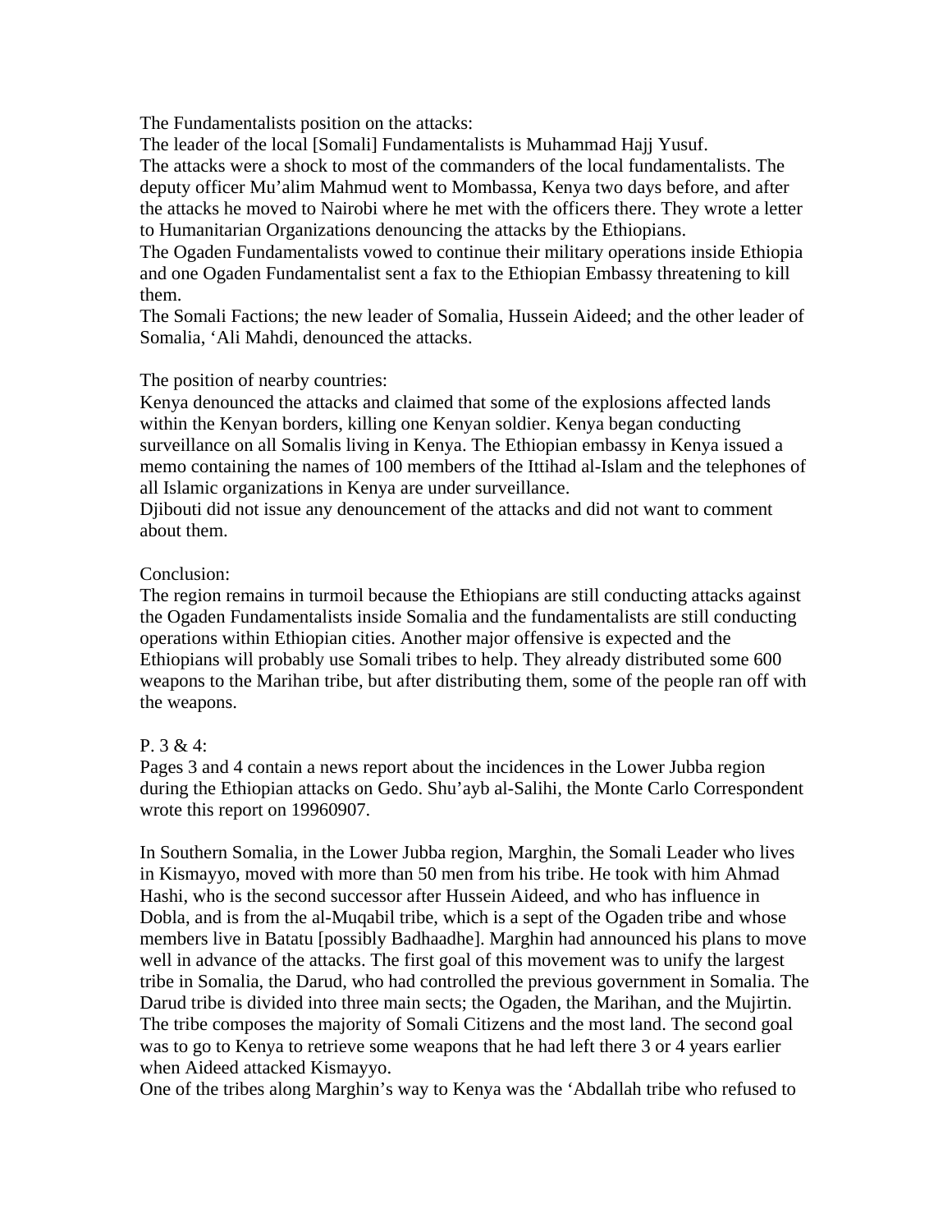The Fundamentalists position on the attacks:
The leader of the local [Somali] Fundamentalists is Muhammad Hajj Yusuf.
The attacks were a shock to most of the commanders of the local fundamentalists. The deputy officer Mu'alim Mahmud went to Mombassa, Kenya two days before, and after the attacks he moved to Nairobi where he met with the officers there. They wrote a letter to Humanitarian Organizations denouncing the attacks by the Ethiopians.
The Ogaden Fundamentalists vowed to continue their military operations inside Ethiopia and one Ogaden Fundamentalist sent a fax to the Ethiopian Embassy threatening to kill them.
The Somali Factions; the new leader of Somalia, Hussein Aideed; and the other leader of Somalia, 'Ali Mahdi, denounced the attacks.

The position of nearby countries:
Kenya denounced the attacks and claimed that some of the explosions affected lands within the Kenyan borders, killing one Kenyan soldier. Kenya began conducting surveillance on all Somalis living in Kenya. The Ethiopian embassy in Kenya issued a memo containing the names of 100 members of the Ittihad al-Islam and the telephones of all Islamic organizations in Kenya are under surveillance.
Djibouti did not issue any denouncement of the attacks and did not want to comment about them.

Conclusion:
The region remains in turmoil because the Ethiopians are still conducting attacks against the Ogaden Fundamentalists inside Somalia and the fundamentalists are still conducting operations within Ethiopian cities. Another major offensive is expected and the Ethiopians will probably use Somali tribes to help. They already distributed some 600 weapons to the Marihan tribe, but after distributing them, some of the people ran off with the weapons.

P. 3 & 4:
Pages 3 and 4 contain a news report about the incidences in the Lower Jubba region during the Ethiopian attacks on Gedo. Shu'ayb al-Salihi, the Monte Carlo Correspondent wrote this report on 19960907.

In Southern Somalia, in the Lower Jubba region, Marghin, the Somali Leader who lives in Kismayyo, moved with more than 50 men from his tribe. He took with him Ahmad Hashi, who is the second successor after Hussein Aideed, and who has influence in Dobla, and is from the al-Muqabil tribe, which is a sept of the Ogaden tribe and whose members live in Batatu [possibly Badhaadhe]. Marghin had announced his plans to move well in advance of the attacks. The first goal of this movement was to unify the largest tribe in Somalia, the Darud, who had controlled the previous government in Somalia. The Darud tribe is divided into three main sects; the Ogaden, the Marihan, and the Mujirtin. The tribe composes the majority of Somali Citizens and the most land. The second goal was to go to Kenya to retrieve some weapons that he had left there 3 or 4 years earlier when Aideed attacked Kismayyo.
One of the tribes along Marghin's way to Kenya was the 'Abdallah tribe who refused to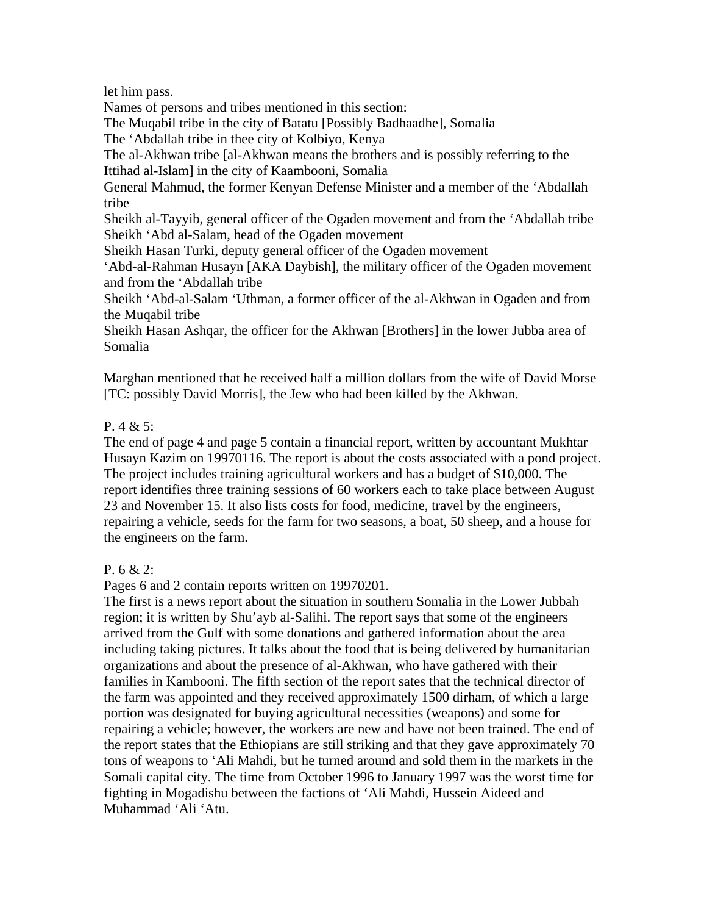let him pass.
Names of persons and tribes mentioned in this section:
The Muqabil tribe in the city of Batatu [Possibly Badhaadhe], Somalia
The ‘Abdallah tribe in thee city of Kolbiyo, Kenya
The al-Akhwan tribe [al-Akhwan means the brothers and is possibly referring to the Ittihad al-Islam] in the city of Kaambooni, Somalia
General Mahmud, the former Kenyan Defense Minister and a member of the ‘Abdallah tribe
Sheikh al-Tayyib, general officer of the Ogaden movement and from the ‘Abdallah tribe
Sheikh ‘Abd al-Salam, head of the Ogaden movement
Sheikh Hasan Turki, deputy general officer of the Ogaden movement
‘Abd-al-Rahman Husayn [AKA Daybish], the military officer of the Ogaden movement and from the ‘Abdallah tribe
Sheikh ‘Abd-al-Salam ‘Uthman, a former officer of the al-Akhwan in Ogaden and from the Muqabil tribe
Sheikh Hasan Ashqar, the officer for the Akhwan [Brothers] in the lower Jubba area of Somalia

Marghan mentioned that he received half a million dollars from the wife of David Morse [TC: possibly David Morris], the Jew who had been killed by the Akhwan.

P. 4 & 5:
The end of page 4 and page 5 contain a financial report, written by accountant Mukhtar Husayn Kazim on 19970116. The report is about the costs associated with a pond project. The project includes training agricultural workers and has a budget of $10,000. The report identifies three training sessions of 60 workers each to take place between August 23 and November 15. It also lists costs for food, medicine, travel by the engineers, repairing a vehicle, seeds for the farm for two seasons, a boat, 50 sheep, and a house for the engineers on the farm.

P. 6 & 2:
Pages 6 and 2 contain reports written on 19970201.
The first is a news report about the situation in southern Somalia in the Lower Jubbah region; it is written by Shu’ayb al-Salihi. The report says that some of the engineers arrived from the Gulf with some donations and gathered information about the area including taking pictures. It talks about the food that is being delivered by humanitarian organizations and about the presence of al-Akhwan, who have gathered with their families in Kambooni. The fifth section of the report sates that the technical director of the farm was appointed and they received approximately 1500 dirham, of which a large portion was designated for buying agricultural necessities (weapons) and some for repairing a vehicle; however, the workers are new and have not been trained. The end of the report states that the Ethiopians are still striking and that they gave approximately 70 tons of weapons to ‘Ali Mahdi, but he turned around and sold them in the markets in the Somali capital city. The time from October 1996 to January 1997 was the worst time for fighting in Mogadishu between the factions of ‘Ali Mahdi, Hussein Aideed and Muhammad ‘Ali ‘Atu.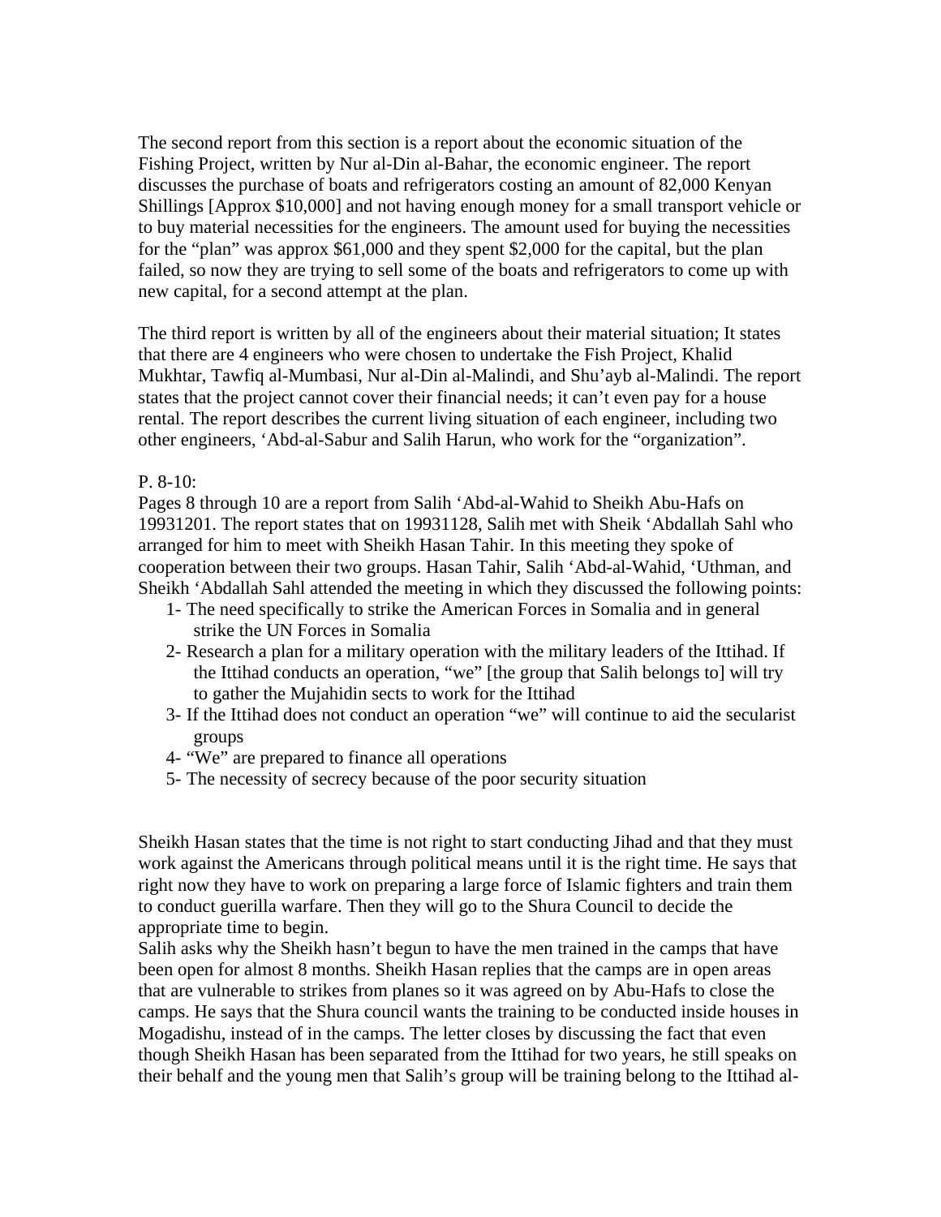The second report from this section is a report about the economic situation of the Fishing Project, written by Nur al-Din al-Bahar, the economic engineer. The report discusses the purchase of boats and refrigerators costing an amount of 82,000 Kenyan Shillings [Approx $10,000] and not having enough money for a small transport vehicle or to buy material necessities for the engineers. The amount used for buying the necessities for the "plan" was approx $61,000 and they spent $2,000 for the capital, but the plan failed, so now they are trying to sell some of the boats and refrigerators to come up with new capital, for a second attempt at the plan.

The third report is written by all of the engineers about their material situation; It states that there are 4 engineers who were chosen to undertake the Fish Project, Khalid Mukhtar, Tawfiq al-Mumbasi, Nur al-Din al-Malindi, and Shu'ayb al-Malindi. The report states that the project cannot cover their financial needs; it can't even pay for a house rental. The report describes the current living situation of each engineer, including two other engineers, 'Abd-al-Sabur and Salih Harun, who work for the "organization".

P. 8-10:

Pages 8 through 10 are a report from Salih 'Abd-al-Wahid to Sheikh Abu-Hafs on 19931201. The report states that on 19931128, Salih met with Sheik 'Abdallah Sahl who arranged for him to meet with Sheikh Hasan Tahir. In this meeting they spoke of cooperation between their two groups. Hasan Tahir, Salih 'Abd-al-Wahid, 'Uthman, and Sheikh 'Abdallah Sahl attended the meeting in which they discussed the following points:

1- The need specifically to strike the American Forces in Somalia and in general strike the UN Forces in Somalia
2- Research a plan for a military operation with the military leaders of the Ittihad. If the Ittihad conducts an operation, "we" [the group that Salih belongs to] will try to gather the Mujahidin sects to work for the Ittihad
3- If the Ittihad does not conduct an operation "we" will continue to aid the secularist groups
4- "We" are prepared to finance all operations
5- The necessity of secrecy because of the poor security situation

Sheikh Hasan states that the time is not right to start conducting Jihad and that they must work against the Americans through political means until it is the right time. He says that right now they have to work on preparing a large force of Islamic fighters and train them to conduct guerilla warfare. Then they will go to the Shura Council to decide the appropriate time to begin.

Salih asks why the Sheikh hasn't begun to have the men trained in the camps that have been open for almost 8 months. Sheikh Hasan replies that the camps are in open areas that are vulnerable to strikes from planes so it was agreed on by Abu-Hafs to close the camps. He says that the Shura council wants the training to be conducted inside houses in Mogadishu, instead of in the camps. The letter closes by discussing the fact that even though Sheikh Hasan has been separated from the Ittihad for two years, he still speaks on their behalf and the young men that Salih's group will be training belong to the Ittihad al-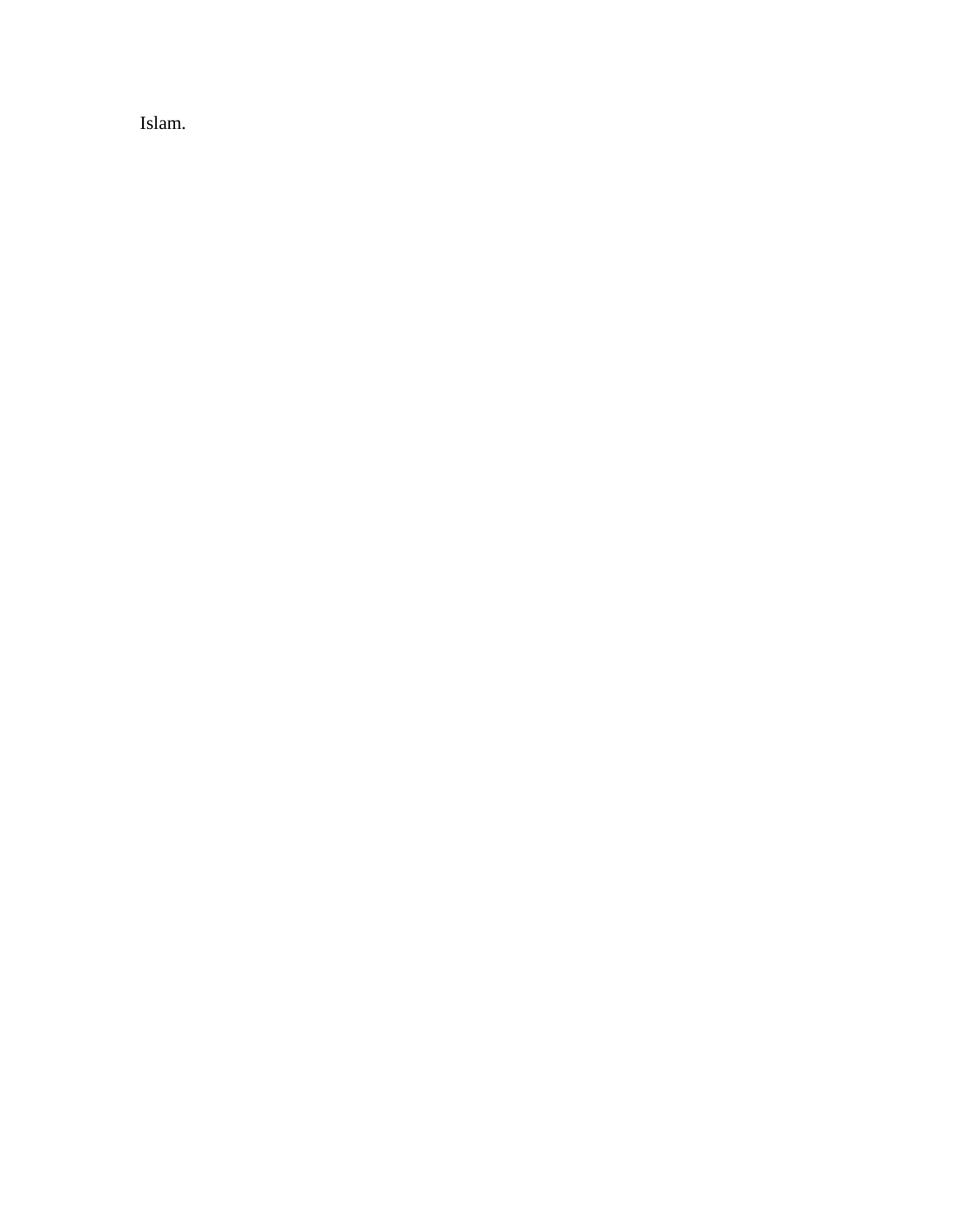Islam.